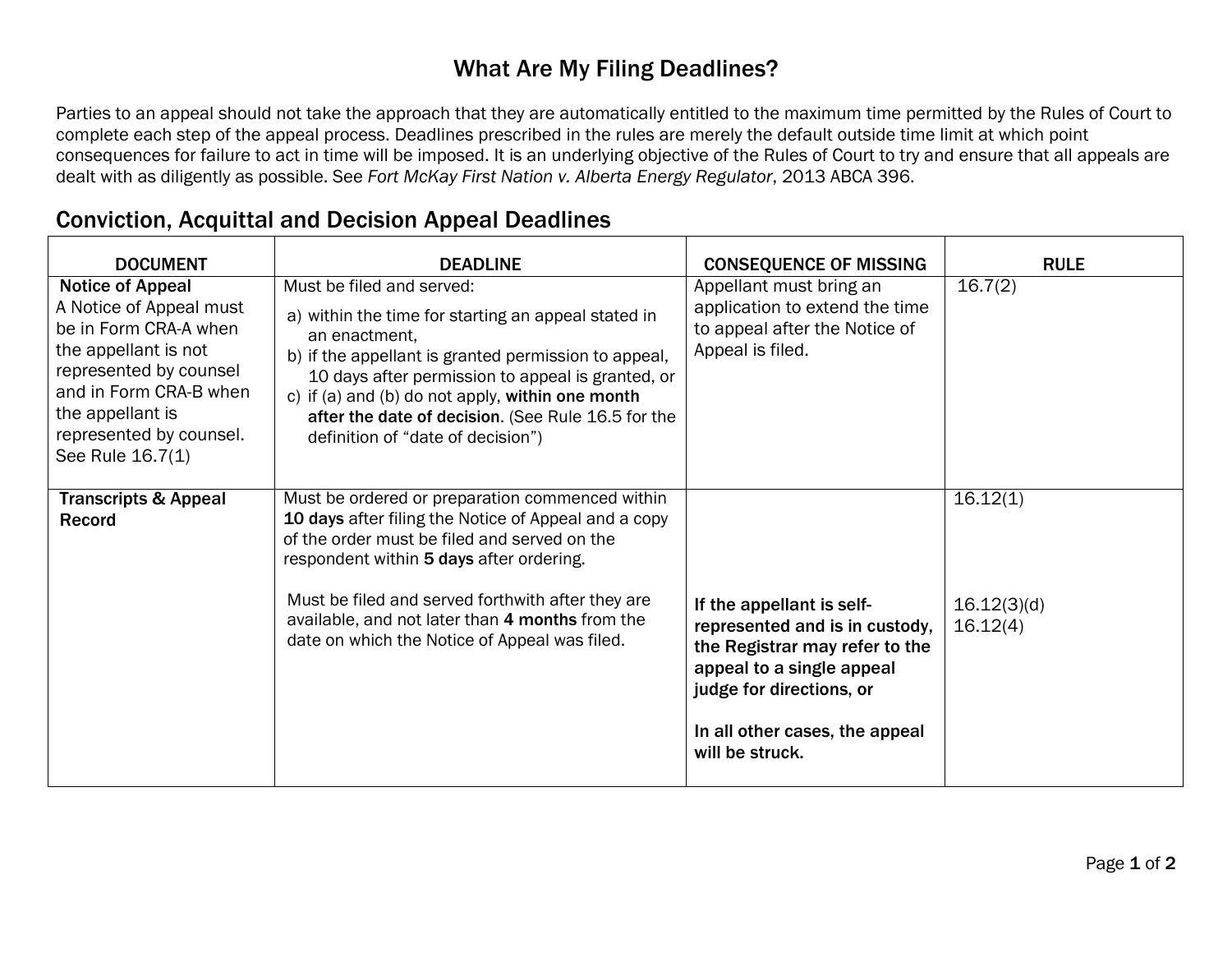# What Are My Filing Deadlines?

Parties to an appeal should not take the approach that they are automatically entitled to the maximum time permitted by the Rules of Court to complete each step of the appeal process. Deadlines prescribed in the rules are merely the default outside time limit at which point consequences for failure to act in time will be imposed. It is an underlying objective of the Rules of Court to try and ensure that all appeals are dealt with as diligently as possible. See *Fort McKay First Nation v. Alberta Energy Regulator*, 2013 ABCA 396.

## Conviction, Acquittal and Decision Appeal Deadlines

| DOCUMENT | DEADLINE | CONSEQUENCE OF MISSING | RULE |
|---|---|---|---|
| **Notice of Appeal**<br>A Notice of Appeal must be in Form CRA-A when the appellant is not represented by counsel and in Form CRA-B when the appellant is represented by counsel. See Rule 16.7(1) | Must be filed and served:<br>a) within the time for starting an appeal stated in an enactment,<br>b) if the appellant is granted permission to appeal, 10 days after permission to appeal is granted, or<br>c) if (a) and (b) do not apply, **within one month after the date of decision**. (See Rule 16.5 for the definition of "date of decision") | Appellant must bring an application to extend the time to appeal after the Notice of Appeal is filed. | 16.7(2) |
| **Transcripts & Appeal Record** | Must be ordered or preparation commenced within **10 days** after filing the Notice of Appeal and a copy of the order must be filed and served on the respondent within **5 days** after ordering. | | 16.12(1) |
| | Must be filed and served forthwith after they are available, and not later than **4 months** from the date on which the Notice of Appeal was filed. | **If the appellant is self-represented and is in custody, the Registrar may refer to the appeal to a single appeal judge for directions, or**<br><br>**In all other cases, the appeal will be struck.** | 16.12(3)(d)<br>16.12(4) |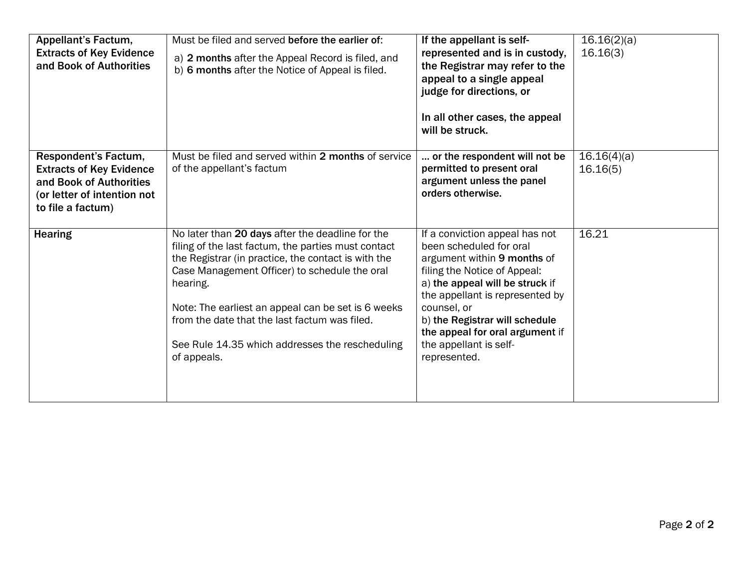| | | | |
|---|---|---|---|
| **Appellant's Factum, Extracts of Key Evidence and Book of Authorities** | Must be filed and served **before the earlier of**:<br>a) **2 months** after the Appeal Record is filed, and<br>b) **6 months** after the Notice of Appeal is filed. | **If the appellant is self-represented and is in custody, the Registrar may refer to the appeal to a single appeal judge for directions, or**<br><br>**In all other cases, the appeal will be struck.** | 16.16(2)(a)<br>16.16(3) |
| **Respondent's Factum, Extracts of Key Evidence and Book of Authorities (or letter of intention not to file a factum)** | Must be filed and served within **2 months** of service of the appellant's factum | **… or the respondent will not be permitted to present oral argument unless the panel orders otherwise.** | 16.16(4)(a)<br>16.16(5) |
| **Hearing** | No later than **20 days** after the deadline for the filing of the last factum, the parties must contact the Registrar (in practice, the contact is with the Case Management Officer) to schedule the oral hearing.<br><br>Note: The earliest an appeal can be set is 6 weeks from the date that the last factum was filed.<br><br>See Rule 14.35 which addresses the rescheduling of appeals. | If a conviction appeal has not been scheduled for oral argument within **9 months** of filing the Notice of Appeal:<br>a) **the appeal will be struck** if the appellant is represented by counsel, or<br>b) **the Registrar will schedule the appeal for oral argument** if the appellant is self-represented. | 16.21 |